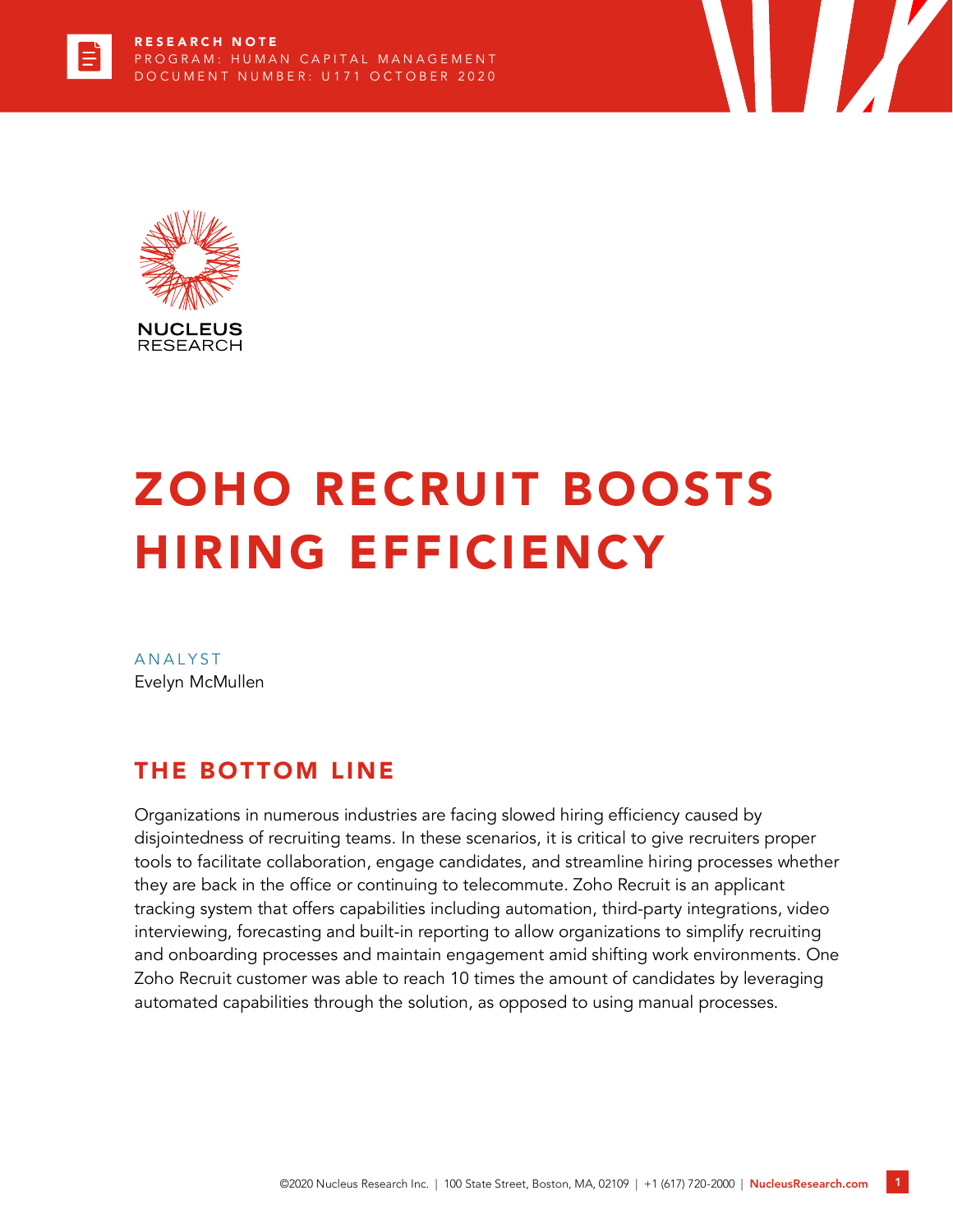RESEARCH NOTE
PROGRAM: HUMAN CAPITAL MANAGEMENT
DOCUMENT NUMBER: U171 OCTOBER 2020

NUCLEUS RESEARCH

# ZOHO RECRUIT BOOSTS HIRING EFFICIENCY

ANALYST
Evelyn McMullen

## THE BOTTOM LINE

Organizations in numerous industries are facing slowed hiring efficiency caused by disjointedness of recruiting teams. In these scenarios, it is critical to give recruiters proper tools to facilitate collaboration, engage candidates, and streamline hiring processes whether they are back in the office or continuing to telecommute. Zoho Recruit is an applicant tracking system that offers capabilities including automation, third-party integrations, video interviewing, forecasting and built-in reporting to allow organizations to simplify recruiting and onboarding processes and maintain engagement amid shifting work environments. One Zoho Recruit customer was able to reach 10 times the amount of candidates by leveraging automated capabilities through the solution, as opposed to using manual processes.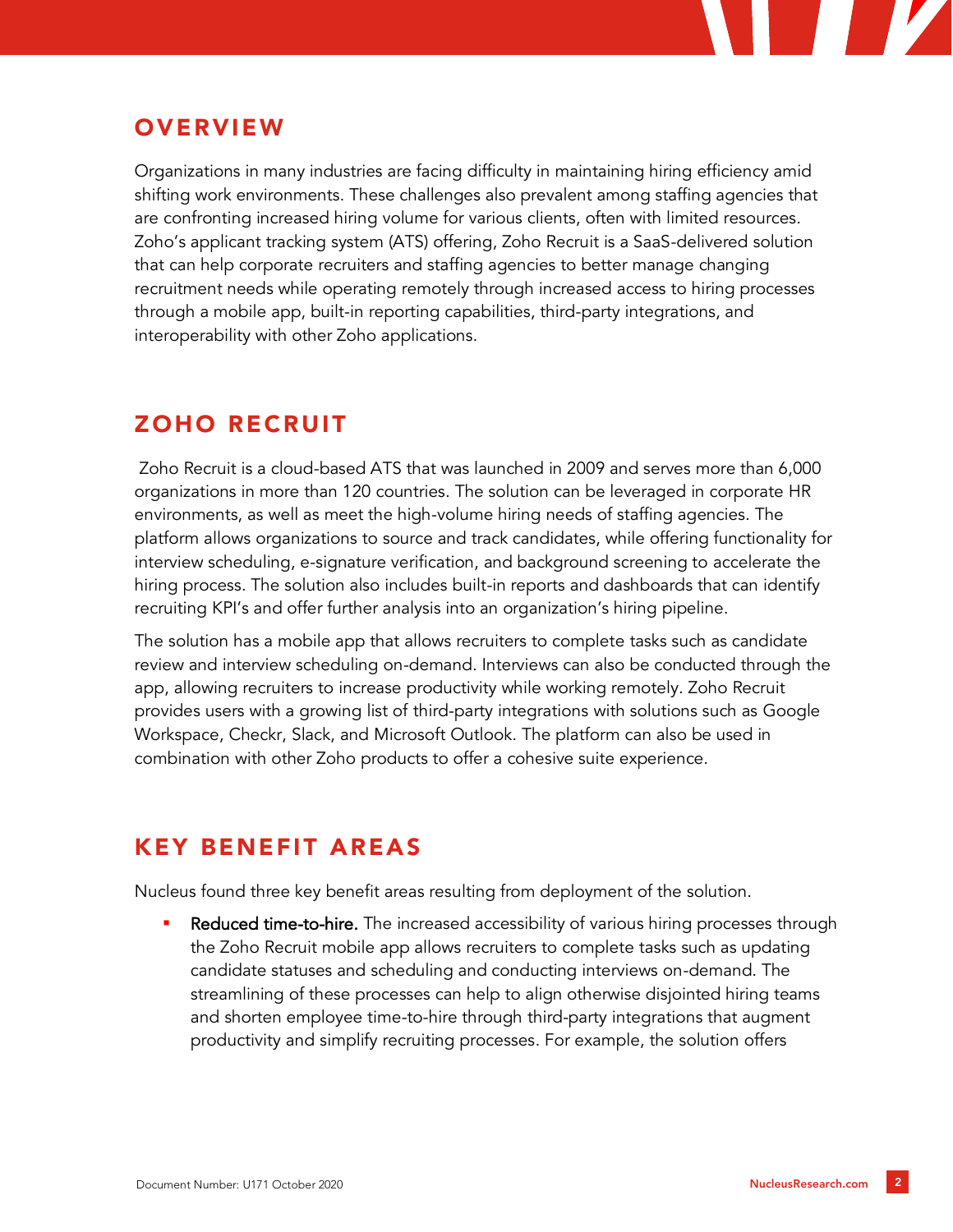## OVERVIEW

Organizations in many industries are facing difficulty in maintaining hiring efficiency amid shifting work environments. These challenges also prevalent among staffing agencies that are confronting increased hiring volume for various clients, often with limited resources. Zoho's applicant tracking system (ATS) offering, Zoho Recruit is a SaaS-delivered solution that can help corporate recruiters and staffing agencies to better manage changing recruitment needs while operating remotely through increased access to hiring processes through a mobile app, built-in reporting capabilities, third-party integrations, and interoperability with other Zoho applications.

## ZOHO RECRUIT

Zoho Recruit is a cloud-based ATS that was launched in 2009 and serves more than 6,000 organizations in more than 120 countries. The solution can be leveraged in corporate HR environments, as well as meet the high-volume hiring needs of staffing agencies. The platform allows organizations to source and track candidates, while offering functionality for interview scheduling, e-signature verification, and background screening to accelerate the hiring process. The solution also includes built-in reports and dashboards that can identify recruiting KPI's and offer further analysis into an organization's hiring pipeline.

The solution has a mobile app that allows recruiters to complete tasks such as candidate review and interview scheduling on-demand. Interviews can also be conducted through the app, allowing recruiters to increase productivity while working remotely. Zoho Recruit provides users with a growing list of third-party integrations with solutions such as Google Workspace, Checkr, Slack, and Microsoft Outlook. The platform can also be used in combination with other Zoho products to offer a cohesive suite experience.

## KEY BENEFIT AREAS

Nucleus found three key benefit areas resulting from deployment of the solution.

- **Reduced time-to-hire.** The increased accessibility of various hiring processes through the Zoho Recruit mobile app allows recruiters to complete tasks such as updating candidate statuses and scheduling and conducting interviews on-demand. The streamlining of these processes can help to align otherwise disjointed hiring teams and shorten employee time-to-hire through third-party integrations that augment productivity and simplify recruiting processes. For example, the solution offers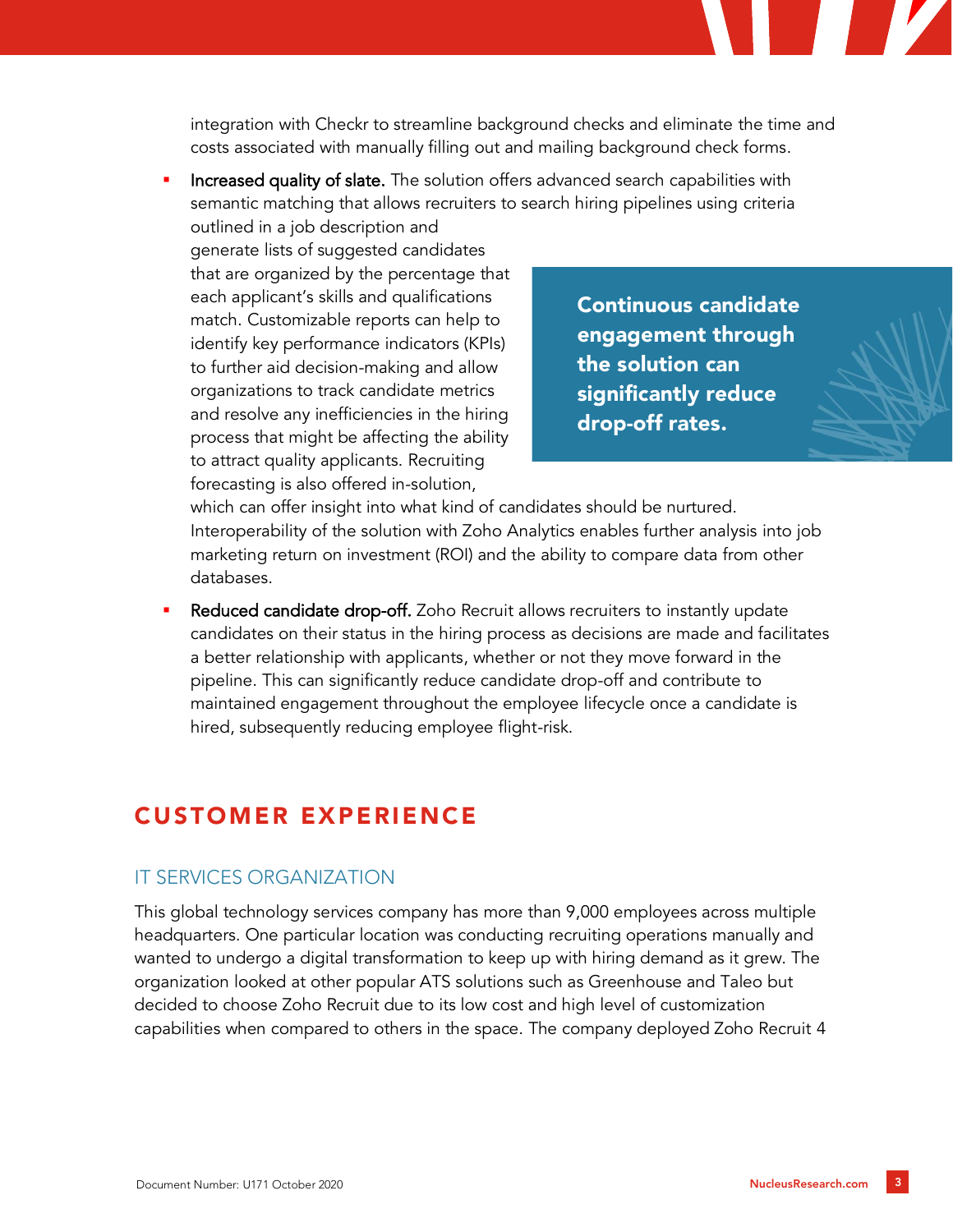integration with Checkr to streamline background checks and eliminate the time and costs associated with manually filling out and mailing background check forms.

- **Increased quality of slate.** The solution offers advanced search capabilities with semantic matching that allows recruiters to search hiring pipelines using criteria outlined in a job description and generate lists of suggested candidates that are organized by the percentage that each applicant's skills and qualifications match. Customizable reports can help to identify key performance indicators (KPIs) to further aid decision-making and allow organizations to track candidate metrics and resolve any inefficiencies in the hiring process that might be affecting the ability to attract quality applicants. Recruiting forecasting is also offered in-solution, which can offer insight into what kind of candidates should be nurtured. Interoperability of the solution with Zoho Analytics enables further analysis into job marketing return on investment (ROI) and the ability to compare data from other databases.

**Continuous candidate engagement through the solution can significantly reduce drop-off rates.**

- **Reduced candidate drop-off.** Zoho Recruit allows recruiters to instantly update candidates on their status in the hiring process as decisions are made and facilitates a better relationship with applicants, whether or not they move forward in the pipeline. This can significantly reduce candidate drop-off and contribute to maintained engagement throughout the employee lifecycle once a candidate is hired, subsequently reducing employee flight-risk.

## CUSTOMER EXPERIENCE

### IT SERVICES ORGANIZATION

This global technology services company has more than 9,000 employees across multiple headquarters. One particular location was conducting recruiting operations manually and wanted to undergo a digital transformation to keep up with hiring demand as it grew. The organization looked at other popular ATS solutions such as Greenhouse and Taleo but decided to choose Zoho Recruit due to its low cost and high level of customization capabilities when compared to others in the space. The company deployed Zoho Recruit 4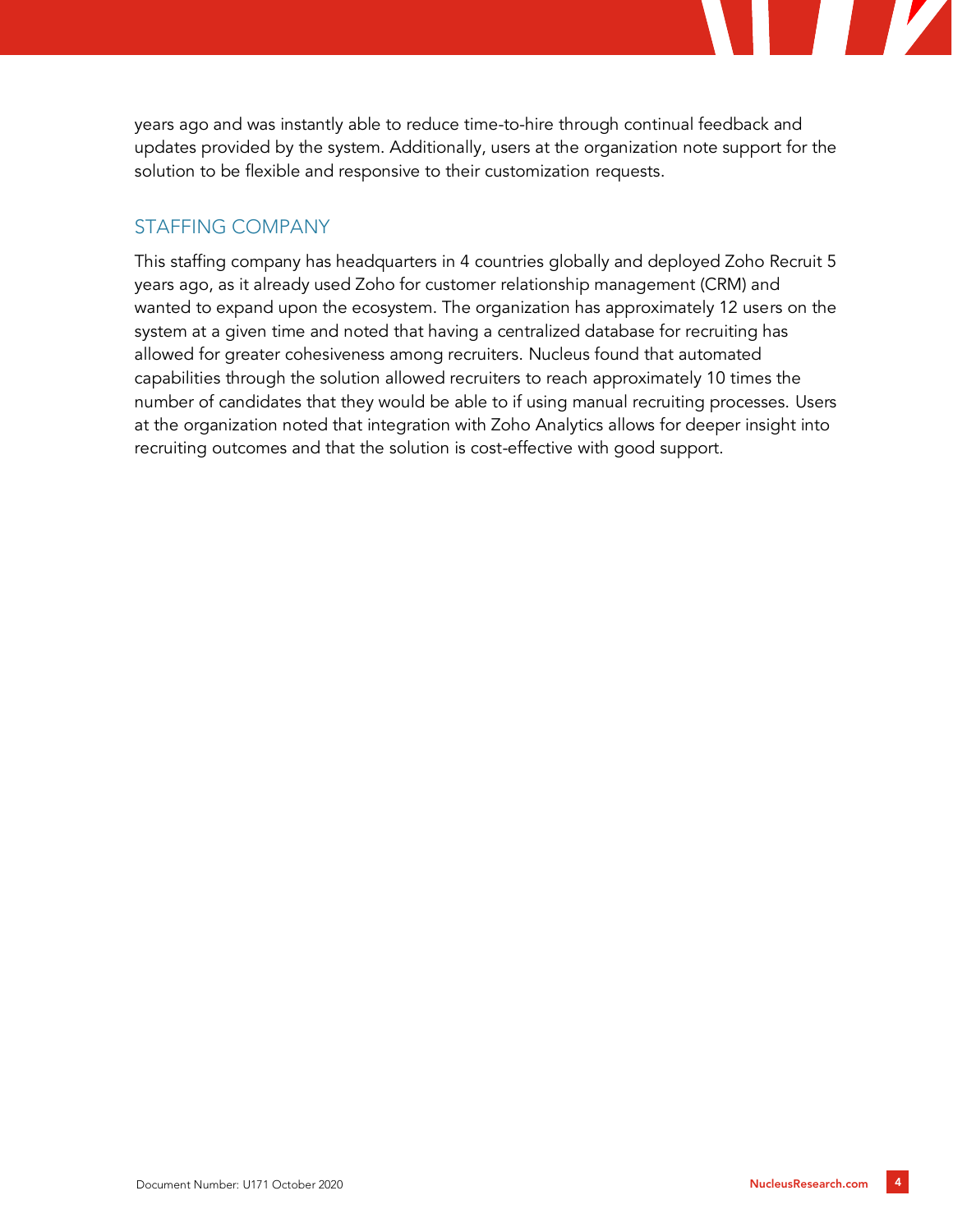years ago and was instantly able to reduce time-to-hire through continual feedback and updates provided by the system. Additionally, users at the organization note support for the solution to be flexible and responsive to their customization requests.

## STAFFING COMPANY

This staffing company has headquarters in 4 countries globally and deployed Zoho Recruit 5 years ago, as it already used Zoho for customer relationship management (CRM) and wanted to expand upon the ecosystem. The organization has approximately 12 users on the system at a given time and noted that having a centralized database for recruiting has allowed for greater cohesiveness among recruiters. Nucleus found that automated capabilities through the solution allowed recruiters to reach approximately 10 times the number of candidates that they would be able to if using manual recruiting processes. Users at the organization noted that integration with Zoho Analytics allows for deeper insight into recruiting outcomes and that the solution is cost-effective with good support.